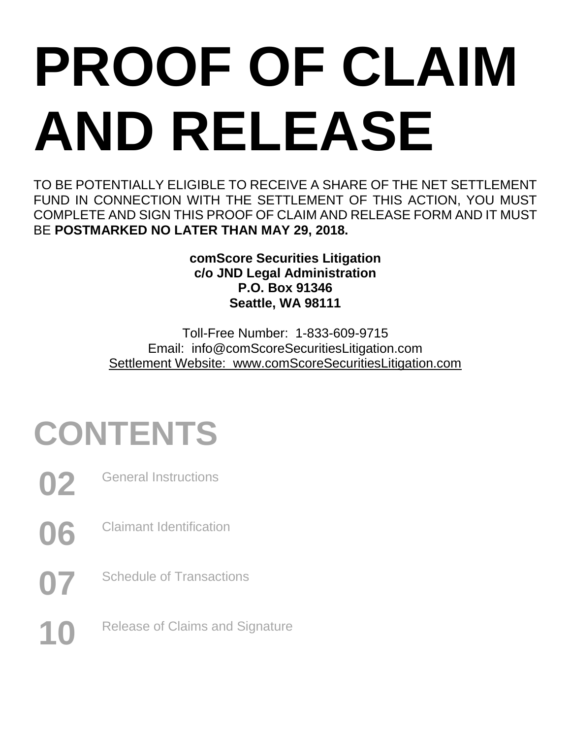# PROOF OF CLAIM AND RELEASE

TO BE POTENTIALLY ELIGIBLE TO RECEIVE A SHARE OF THE NET SETTLEMENT FUND IN CONNECTION WITH THE SETTLEMENT OF THIS ACTION, YOU MUST COMPLETE AND SIGN THIS PROOF OF CLAIM AND RELEASE FORM AND IT MUST BE **POSTMARKED NO LATER THAN MAY 29, 2018.**

**comScore Securities Litigation**
**c/o JND Legal Administration**
**P.O. Box 91346**
**Seattle, WA 98111**

Toll-Free Number: 1-833-609-9715
Email: info@comScoreSecuritiesLitigation.com
Settlement Website: www.comScoreSecuritiesLitigation.com

## CONTENTS

| | |
|---|---|
| **02** | General Instructions |
| **06** | Claimant Identification |
| **07** | Schedule of Transactions |
| **10** | Release of Claims and Signature |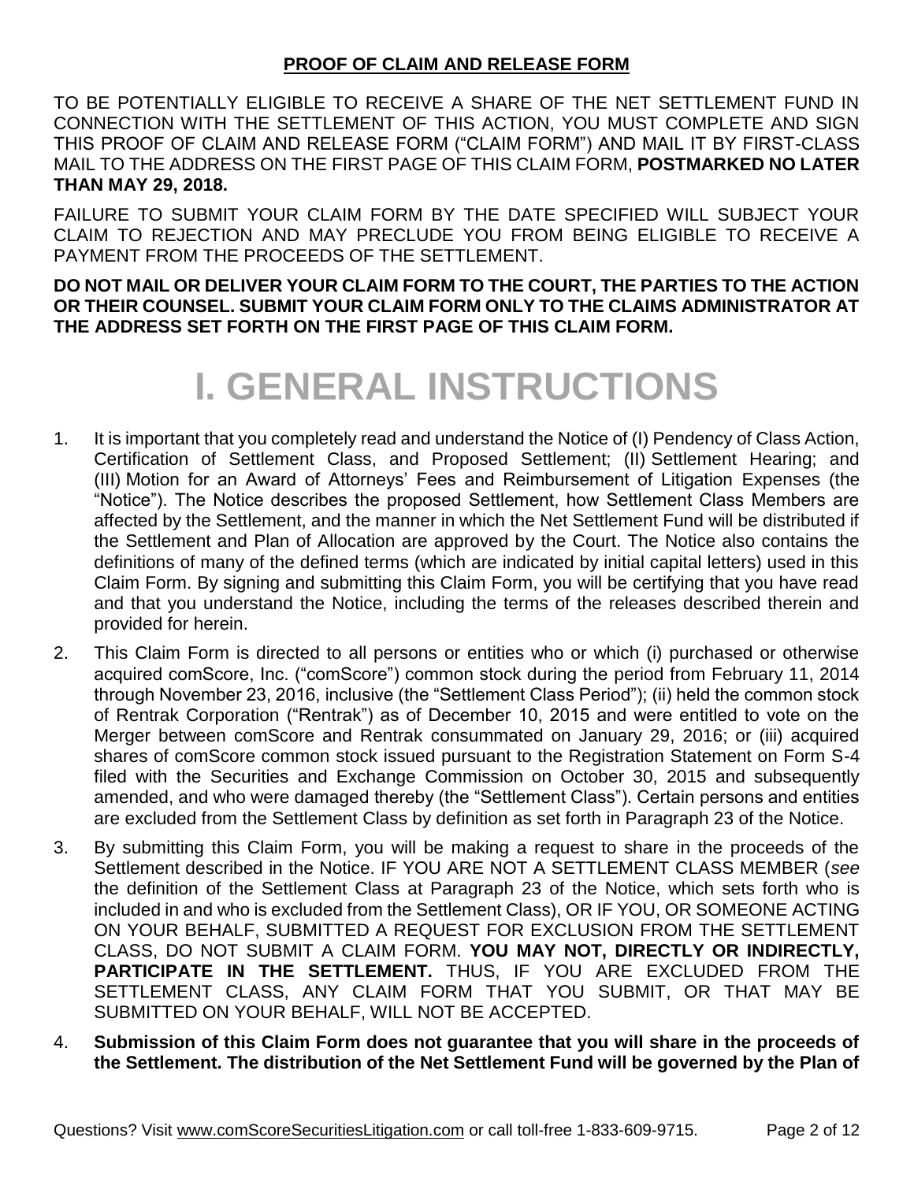## PROOF OF CLAIM AND RELEASE FORM

TO BE POTENTIALLY ELIGIBLE TO RECEIVE A SHARE OF THE NET SETTLEMENT FUND IN CONNECTION WITH THE SETTLEMENT OF THIS ACTION, YOU MUST COMPLETE AND SIGN THIS PROOF OF CLAIM AND RELEASE FORM ("CLAIM FORM") AND MAIL IT BY FIRST-CLASS MAIL TO THE ADDRESS ON THE FIRST PAGE OF THIS CLAIM FORM, **POSTMARKED NO LATER THAN MAY 29, 2018.**

FAILURE TO SUBMIT YOUR CLAIM FORM BY THE DATE SPECIFIED WILL SUBJECT YOUR CLAIM TO REJECTION AND MAY PRECLUDE YOU FROM BEING ELIGIBLE TO RECEIVE A PAYMENT FROM THE PROCEEDS OF THE SETTLEMENT.

**DO NOT MAIL OR DELIVER YOUR CLAIM FORM TO THE COURT, THE PARTIES TO THE ACTION OR THEIR COUNSEL. SUBMIT YOUR CLAIM FORM ONLY TO THE CLAIMS ADMINISTRATOR AT THE ADDRESS SET FORTH ON THE FIRST PAGE OF THIS CLAIM FORM.**

# I. GENERAL INSTRUCTIONS

1. It is important that you completely read and understand the Notice of (I) Pendency of Class Action, Certification of Settlement Class, and Proposed Settlement; (II) Settlement Hearing; and (III) Motion for an Award of Attorneys' Fees and Reimbursement of Litigation Expenses (the "Notice"). The Notice describes the proposed Settlement, how Settlement Class Members are affected by the Settlement, and the manner in which the Net Settlement Fund will be distributed if the Settlement and Plan of Allocation are approved by the Court. The Notice also contains the definitions of many of the defined terms (which are indicated by initial capital letters) used in this Claim Form. By signing and submitting this Claim Form, you will be certifying that you have read and that you understand the Notice, including the terms of the releases described therein and provided for herein.

2. This Claim Form is directed to all persons or entities who or which (i) purchased or otherwise acquired comScore, Inc. ("comScore") common stock during the period from February 11, 2014 through November 23, 2016, inclusive (the "Settlement Class Period"); (ii) held the common stock of Rentrak Corporation ("Rentrak") as of December 10, 2015 and were entitled to vote on the Merger between comScore and Rentrak consummated on January 29, 2016; or (iii) acquired shares of comScore common stock issued pursuant to the Registration Statement on Form S-4 filed with the Securities and Exchange Commission on October 30, 2015 and subsequently amended, and who were damaged thereby (the "Settlement Class"). Certain persons and entities are excluded from the Settlement Class by definition as set forth in Paragraph 23 of the Notice.

3. By submitting this Claim Form, you will be making a request to share in the proceeds of the Settlement described in the Notice. IF YOU ARE NOT A SETTLEMENT CLASS MEMBER (*see* the definition of the Settlement Class at Paragraph 23 of the Notice, which sets forth who is included in and who is excluded from the Settlement Class), OR IF YOU, OR SOMEONE ACTING ON YOUR BEHALF, SUBMITTED A REQUEST FOR EXCLUSION FROM THE SETTLEMENT CLASS, DO NOT SUBMIT A CLAIM FORM. **YOU MAY NOT, DIRECTLY OR INDIRECTLY, PARTICIPATE IN THE SETTLEMENT.** THUS, IF YOU ARE EXCLUDED FROM THE SETTLEMENT CLASS, ANY CLAIM FORM THAT YOU SUBMIT, OR THAT MAY BE SUBMITTED ON YOUR BEHALF, WILL NOT BE ACCEPTED.

4. **Submission of this Claim Form does not guarantee that you will share in the proceeds of the Settlement. The distribution of the Net Settlement Fund will be governed by the Plan of**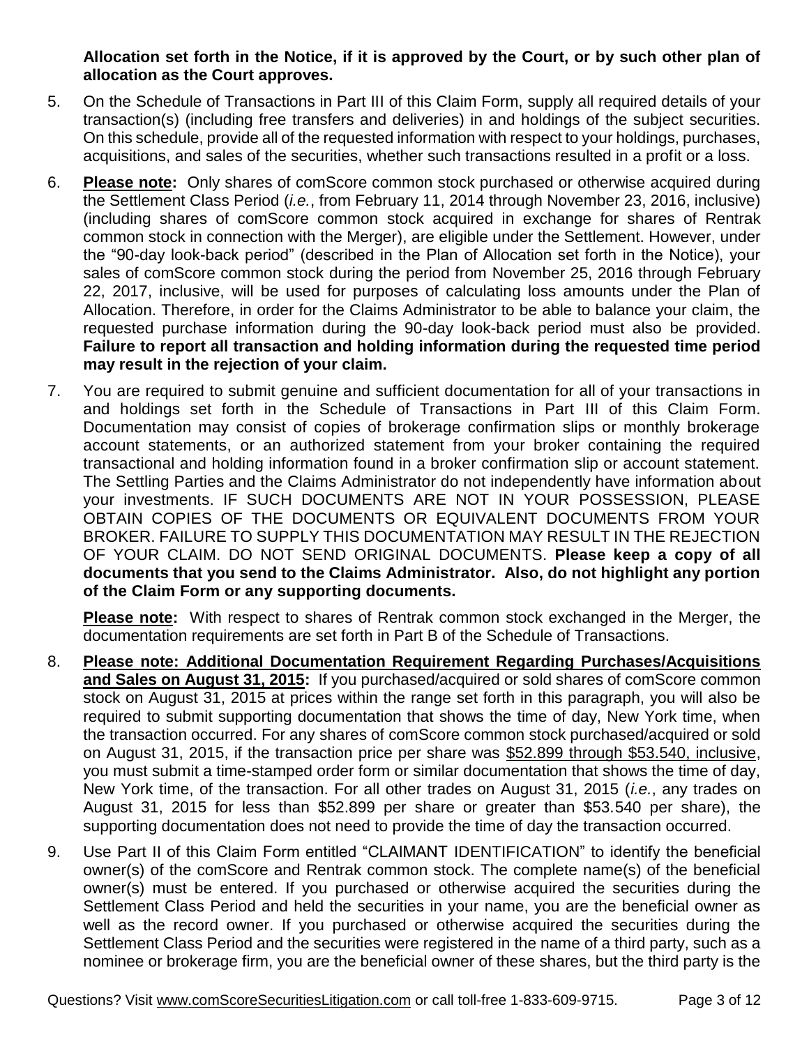**Allocation set forth in the Notice, if it is approved by the Court, or by such other plan of allocation as the Court approves.**

5. On the Schedule of Transactions in Part III of this Claim Form, supply all required details of your transaction(s) (including free transfers and deliveries) in and holdings of the subject securities. On this schedule, provide all of the requested information with respect to your holdings, purchases, acquisitions, and sales of the securities, whether such transactions resulted in a profit or a loss.

6. **Please note:** Only shares of comScore common stock purchased or otherwise acquired during the Settlement Class Period (*i.e.*, from February 11, 2014 through November 23, 2016, inclusive) (including shares of comScore common stock acquired in exchange for shares of Rentrak common stock in connection with the Merger), are eligible under the Settlement. However, under the "90-day look-back period" (described in the Plan of Allocation set forth in the Notice), your sales of comScore common stock during the period from November 25, 2016 through February 22, 2017, inclusive, will be used for purposes of calculating loss amounts under the Plan of Allocation. Therefore, in order for the Claims Administrator to be able to balance your claim, the requested purchase information during the 90-day look-back period must also be provided. **Failure to report all transaction and holding information during the requested time period may result in the rejection of your claim.**

7. You are required to submit genuine and sufficient documentation for all of your transactions in and holdings set forth in the Schedule of Transactions in Part III of this Claim Form. Documentation may consist of copies of brokerage confirmation slips or monthly brokerage account statements, or an authorized statement from your broker containing the required transactional and holding information found in a broker confirmation slip or account statement. The Settling Parties and the Claims Administrator do not independently have information about your investments. IF SUCH DOCUMENTS ARE NOT IN YOUR POSSESSION, PLEASE OBTAIN COPIES OF THE DOCUMENTS OR EQUIVALENT DOCUMENTS FROM YOUR BROKER. FAILURE TO SUPPLY THIS DOCUMENTATION MAY RESULT IN THE REJECTION OF YOUR CLAIM. DO NOT SEND ORIGINAL DOCUMENTS. **Please keep a copy of all documents that you send to the Claims Administrator. Also, do not highlight any portion of the Claim Form or any supporting documents.**

   **Please note:** With respect to shares of Rentrak common stock exchanged in the Merger, the documentation requirements are set forth in Part B of the Schedule of Transactions.

8. **Please note: Additional Documentation Requirement Regarding Purchases/Acquisitions and Sales on August 31, 2015:** If you purchased/acquired or sold shares of comScore common stock on August 31, 2015 at prices within the range set forth in this paragraph, you will also be required to submit supporting documentation that shows the time of day, New York time, when the transaction occurred. For any shares of comScore common stock purchased/acquired or sold on August 31, 2015, if the transaction price per share was $52.899 through $53.540, inclusive, you must submit a time-stamped order form or similar documentation that shows the time of day, New York time, of the transaction. For all other trades on August 31, 2015 (*i.e.*, any trades on August 31, 2015 for less than $52.899 per share or greater than $53.540 per share), the supporting documentation does not need to provide the time of day the transaction occurred.

9. Use Part II of this Claim Form entitled "CLAIMANT IDENTIFICATION" to identify the beneficial owner(s) of the comScore and Rentrak common stock. The complete name(s) of the beneficial owner(s) must be entered. If you purchased or otherwise acquired the securities during the Settlement Class Period and held the securities in your name, you are the beneficial owner as well as the record owner. If you purchased or otherwise acquired the securities during the Settlement Class Period and the securities were registered in the name of a third party, such as a nominee or brokerage firm, you are the beneficial owner of these shares, but the third party is the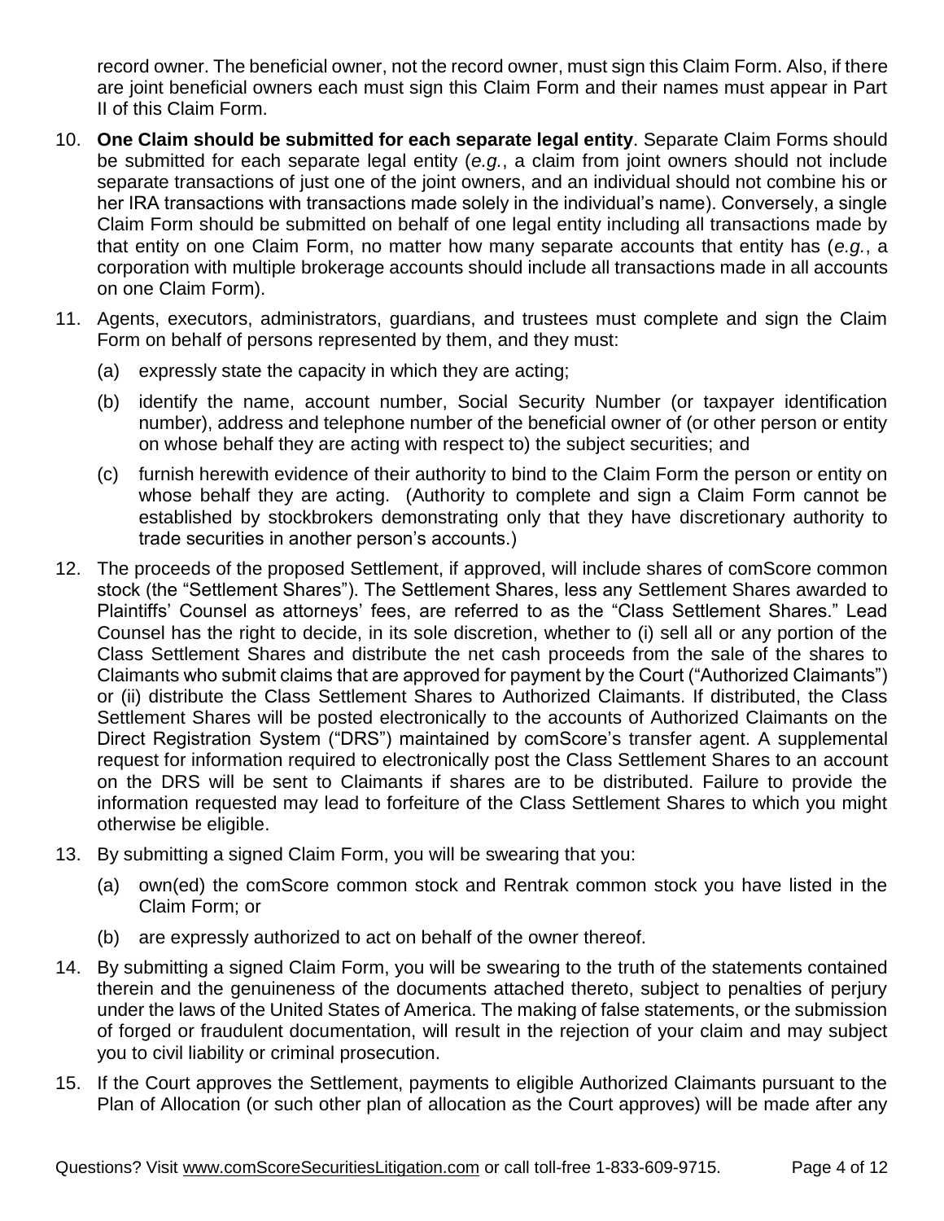record owner. The beneficial owner, not the record owner, must sign this Claim Form. Also, if there are joint beneficial owners each must sign this Claim Form and their names must appear in Part II of this Claim Form.

10. **One Claim should be submitted for each separate legal entity**. Separate Claim Forms should be submitted for each separate legal entity (*e.g.*, a claim from joint owners should not include separate transactions of just one of the joint owners, and an individual should not combine his or her IRA transactions with transactions made solely in the individual's name). Conversely, a single Claim Form should be submitted on behalf of one legal entity including all transactions made by that entity on one Claim Form, no matter how many separate accounts that entity has (*e.g.*, a corporation with multiple brokerage accounts should include all transactions made in all accounts on one Claim Form).

11. Agents, executors, administrators, guardians, and trustees must complete and sign the Claim Form on behalf of persons represented by them, and they must:

    (a) expressly state the capacity in which they are acting;

    (b) identify the name, account number, Social Security Number (or taxpayer identification number), address and telephone number of the beneficial owner of (or other person or entity on whose behalf they are acting with respect to) the subject securities; and

    (c) furnish herewith evidence of their authority to bind to the Claim Form the person or entity on whose behalf they are acting. (Authority to complete and sign a Claim Form cannot be established by stockbrokers demonstrating only that they have discretionary authority to trade securities in another person's accounts.)

12. The proceeds of the proposed Settlement, if approved, will include shares of comScore common stock (the "Settlement Shares"). The Settlement Shares, less any Settlement Shares awarded to Plaintiffs' Counsel as attorneys' fees, are referred to as the "Class Settlement Shares." Lead Counsel has the right to decide, in its sole discretion, whether to (i) sell all or any portion of the Class Settlement Shares and distribute the net cash proceeds from the sale of the shares to Claimants who submit claims that are approved for payment by the Court ("Authorized Claimants") or (ii) distribute the Class Settlement Shares to Authorized Claimants. If distributed, the Class Settlement Shares will be posted electronically to the accounts of Authorized Claimants on the Direct Registration System ("DRS") maintained by comScore's transfer agent. A supplemental request for information required to electronically post the Class Settlement Shares to an account on the DRS will be sent to Claimants if shares are to be distributed. Failure to provide the information requested may lead to forfeiture of the Class Settlement Shares to which you might otherwise be eligible.

13. By submitting a signed Claim Form, you will be swearing that you:

    (a) own(ed) the comScore common stock and Rentrak common stock you have listed in the Claim Form; or

    (b) are expressly authorized to act on behalf of the owner thereof.

14. By submitting a signed Claim Form, you will be swearing to the truth of the statements contained therein and the genuineness of the documents attached thereto, subject to penalties of perjury under the laws of the United States of America. The making of false statements, or the submission of forged or fraudulent documentation, will result in the rejection of your claim and may subject you to civil liability or criminal prosecution.

15. If the Court approves the Settlement, payments to eligible Authorized Claimants pursuant to the Plan of Allocation (or such other plan of allocation as the Court approves) will be made after any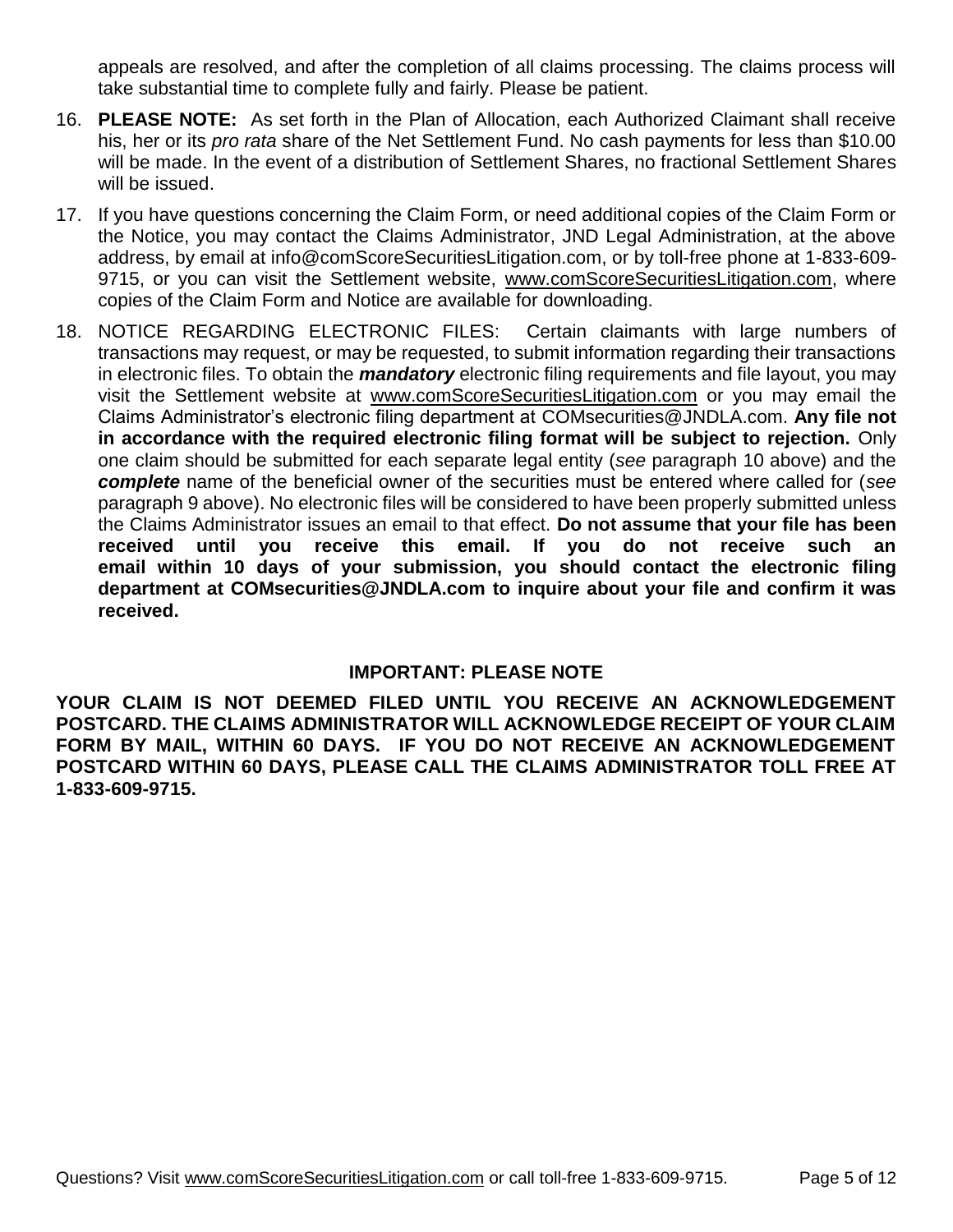appeals are resolved, and after the completion of all claims processing. The claims process will take substantial time to complete fully and fairly. Please be patient.

16. **PLEASE NOTE:** As set forth in the Plan of Allocation, each Authorized Claimant shall receive his, her or its *pro rata* share of the Net Settlement Fund. No cash payments for less than $10.00 will be made. In the event of a distribution of Settlement Shares, no fractional Settlement Shares will be issued.

17. If you have questions concerning the Claim Form, or need additional copies of the Claim Form or the Notice, you may contact the Claims Administrator, JND Legal Administration, at the above address, by email at info@comScoreSecuritiesLitigation.com, or by toll-free phone at 1-833-609-9715, or you can visit the Settlement website, www.comScoreSecuritiesLitigation.com, where copies of the Claim Form and Notice are available for downloading.

18. NOTICE REGARDING ELECTRONIC FILES: Certain claimants with large numbers of transactions may request, or may be requested, to submit information regarding their transactions in electronic files. To obtain the ***mandatory*** electronic filing requirements and file layout, you may visit the Settlement website at www.comScoreSecuritiesLitigation.com or you may email the Claims Administrator's electronic filing department at COMsecurities@JNDLA.com. **Any file not in accordance with the required electronic filing format will be subject to rejection.** Only one claim should be submitted for each separate legal entity (*see* paragraph 10 above) and the ***complete*** name of the beneficial owner of the securities must be entered where called for (*see* paragraph 9 above). No electronic files will be considered to have been properly submitted unless the Claims Administrator issues an email to that effect. **Do not assume that your file has been received until you receive this email. If you do not receive such an email within 10 days of your submission, you should contact the electronic filing department at COMsecurities@JNDLA.com to inquire about your file and confirm it was received.**

## IMPORTANT: PLEASE NOTE

**YOUR CLAIM IS NOT DEEMED FILED UNTIL YOU RECEIVE AN ACKNOWLEDGEMENT POSTCARD. THE CLAIMS ADMINISTRATOR WILL ACKNOWLEDGE RECEIPT OF YOUR CLAIM FORM BY MAIL, WITHIN 60 DAYS. IF YOU DO NOT RECEIVE AN ACKNOWLEDGEMENT POSTCARD WITHIN 60 DAYS, PLEASE CALL THE CLAIMS ADMINISTRATOR TOLL FREE AT 1-833-609-9715.**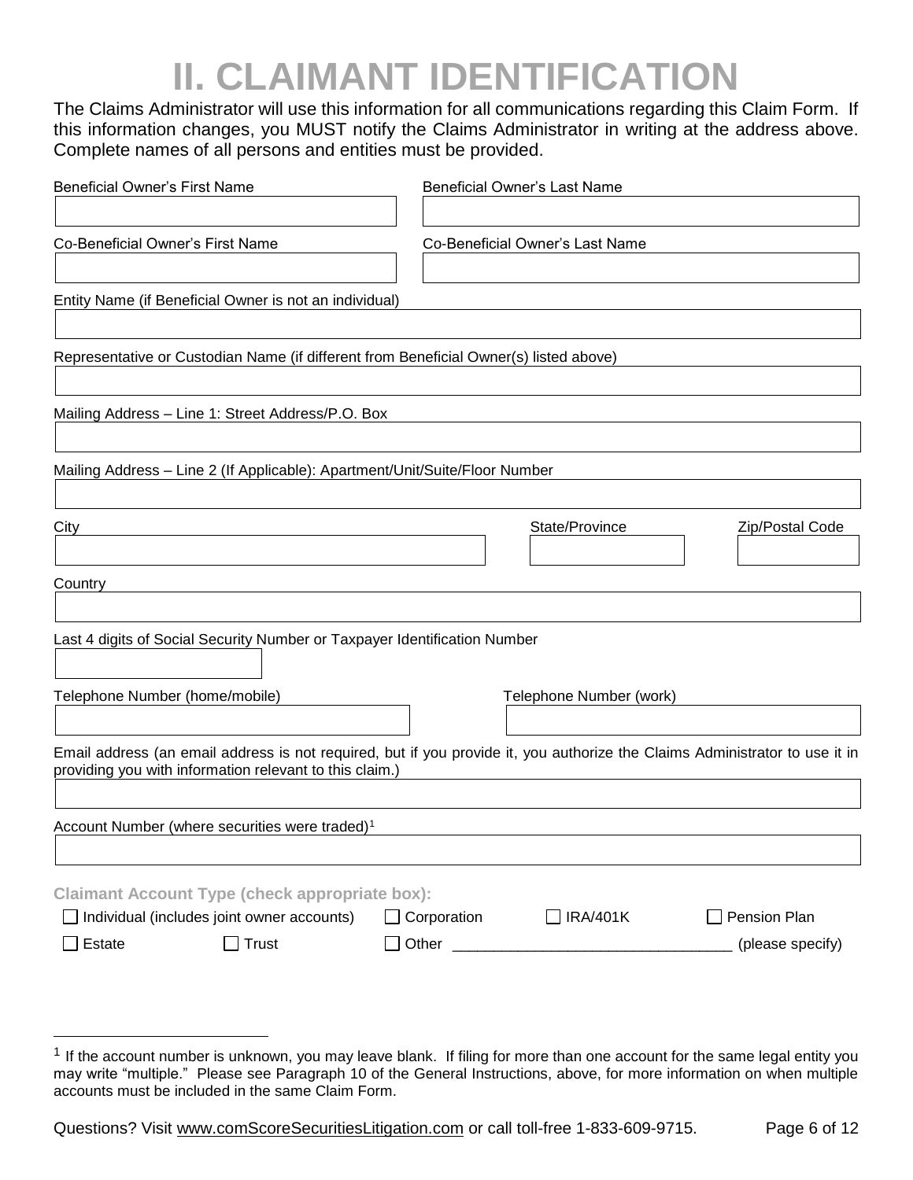# II. CLAIMANT IDENTIFICATION

The Claims Administrator will use this information for all communications regarding this Claim Form. If this information changes, you MUST notify the Claims Administrator in writing at the address above. Complete names of all persons and entities must be provided.

Beneficial Owner's First Name

Beneficial Owner's Last Name

Co-Beneficial Owner's First Name

Co-Beneficial Owner's Last Name

Entity Name (if Beneficial Owner is not an individual)

Representative or Custodian Name (if different from Beneficial Owner(s) listed above)

Mailing Address – Line 1: Street Address/P.O. Box

Mailing Address – Line 2 (If Applicable): Apartment/Unit/Suite/Floor Number

City

State/Province

Zip/Postal Code

Country

Last 4 digits of Social Security Number or Taxpayer Identification Number

Telephone Number (home/mobile)

Telephone Number (work)

Email address (an email address is not required, but if you provide it, you authorize the Claims Administrator to use it in providing you with information relevant to this claim.)

Account Number (where securities were traded)[1]

**Claimant Account Type (check appropriate box):**

☐ Individual (includes joint owner accounts) ☐ Corporation ☐ IRA/401K ☐ Pension Plan

☐ Estate ☐ Trust ☐ Other _________________________________ (please specify)

[1] If the account number is unknown, you may leave blank. If filing for more than one account for the same legal entity you may write "multiple." Please see Paragraph 10 of the General Instructions, above, for more information on when multiple accounts must be included in the same Claim Form.

Questions? Visit www.comScoreSecuritiesLitigation.com or call toll-free 1-833-609-9715.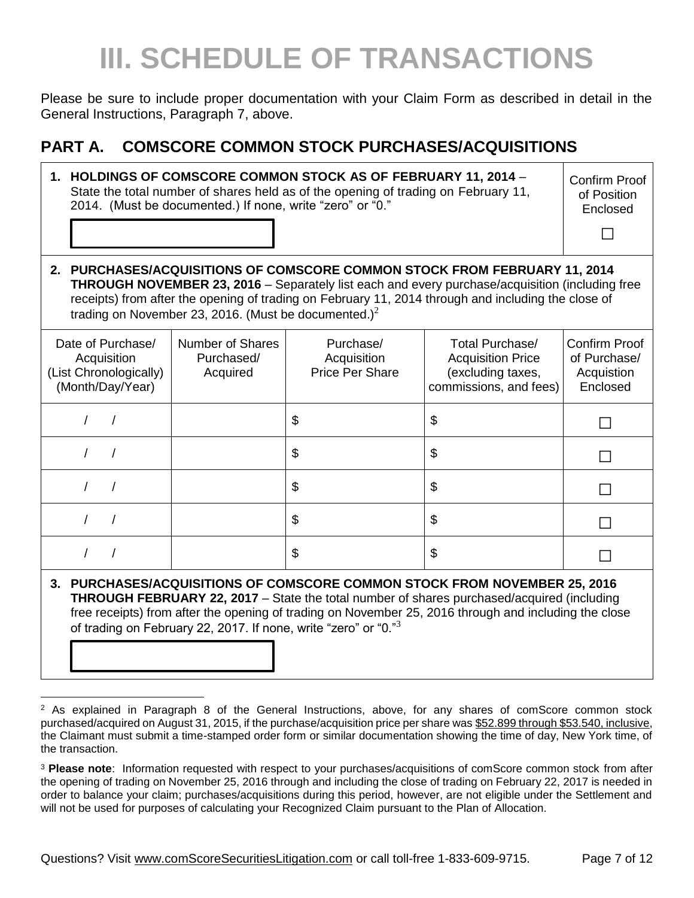# III. SCHEDULE OF TRANSACTIONS

Please be sure to include proper documentation with your Claim Form as described in detail in the General Instructions, Paragraph 7, above.

## PART A. COMSCORE COMMON STOCK PURCHASES/ACQUISITIONS

**1. HOLDINGS OF COMSCORE COMMON STOCK AS OF FEBRUARY 11, 2014** – State the total number of shares held as of the opening of trading on February 11, 2014. (Must be documented.) If none, write "zero" or "0."

| | Confirm Proof of Position Enclosed |
|---|---|
| | ☐ |

**2. PURCHASES/ACQUISITIONS OF COMSCORE COMMON STOCK FROM FEBRUARY 11, 2014 THROUGH NOVEMBER 23, 2016** – Separately list each and every purchase/acquisition (including free receipts) from after the opening of trading on February 11, 2014 through and including the close of trading on November 23, 2016. (Must be documented.)[2]

| Date of Purchase/ Acquisition (List Chronologically) (Month/Day/Year) | Number of Shares Purchased/ Acquired | Purchase/ Acquisition Price Per Share | Total Purchase/ Acquisition Price (excluding taxes, commissions, and fees) | Confirm Proof of Purchase/ Acquistion Enclosed |
|---|---|---|---|---|
| / / | | $ | $ | ☐ |
| / / | | $ | $ | ☐ |
| / / | | $ | $ | ☐ |
| / / | | $ | $ | ☐ |
| / / | | $ | $ | ☐ |

**3. PURCHASES/ACQUISITIONS OF COMSCORE COMMON STOCK FROM NOVEMBER 25, 2016 THROUGH FEBRUARY 22, 2017** – State the total number of shares purchased/acquired (including free receipts) from after the opening of trading on November 25, 2016 through and including the close of trading on February 22, 2017. If none, write "zero" or "0."[3]

| |
|---|
| |

---

[2] As explained in Paragraph 8 of the General Instructions, above, for any shares of comScore common stock purchased/acquired on August 31, 2015, if the purchase/acquisition price per share was $52.899 through $53.540, inclusive, the Claimant must submit a time-stamped order form or similar documentation showing the time of day, New York time, of the transaction.

[3] **Please note**: Information requested with respect to your purchases/acquisitions of comScore common stock from after the opening of trading on November 25, 2016 through and including the close of trading on February 22, 2017 is needed in order to balance your claim; purchases/acquisitions during this period, however, are not eligible under the Settlement and will not be used for purposes of calculating your Recognized Claim pursuant to the Plan of Allocation.

Questions? Visit www.comScoreSecuritiesLitigation.com or call toll-free 1-833-609-9715.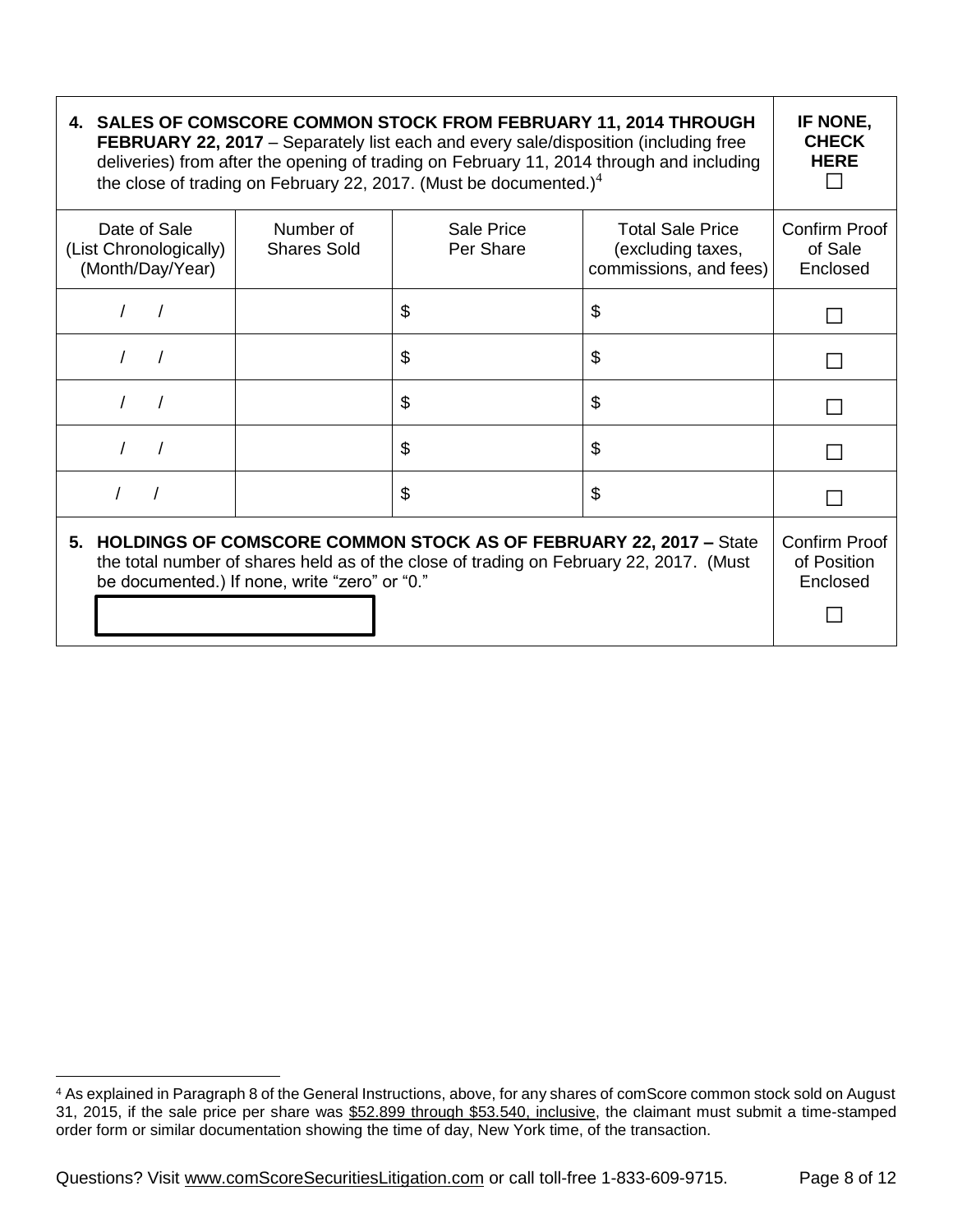| **4. SALES OF COMSCORE COMMON STOCK FROM FEBRUARY 11, 2014 THROUGH FEBRUARY 22, 2017** – Separately list each and every sale/disposition (including free deliveries) from after the opening of trading on February 11, 2014 through and including the close of trading on February 22, 2017. (Must be documented.)[4] | | | | **IF NONE, CHECK HERE** ☐ |
|---|---|---|---|---|
| Date of Sale (List Chronologically) (Month/Day/Year) | Number of Shares Sold | Sale Price Per Share | Total Sale Price (excluding taxes, commissions, and fees) | Confirm Proof of Sale Enclosed |
| / / | | $ | $ | ☐ |
| / / | | $ | $ | ☐ |
| / / | | $ | $ | ☐ |
| / / | | $ | $ | ☐ |
| / / | | $ | $ | ☐ |

| **5. HOLDINGS OF COMSCORE COMMON STOCK AS OF FEBRUARY 22, 2017 –** State the total number of shares held as of the close of trading on February 22, 2017. (Must be documented.) If none, write "zero" or "0." | Confirm Proof of Position Enclosed |
|---|---|
| | ☐ |

[4] As explained in Paragraph 8 of the General Instructions, above, for any shares of comScore common stock sold on August 31, 2015, if the sale price per share was $52.899 through $53.540, inclusive, the claimant must submit a time-stamped order form or similar documentation showing the time of day, New York time, of the transaction.

Questions? Visit www.comScoreSecuritiesLitigation.com or call toll-free 1-833-609-9715.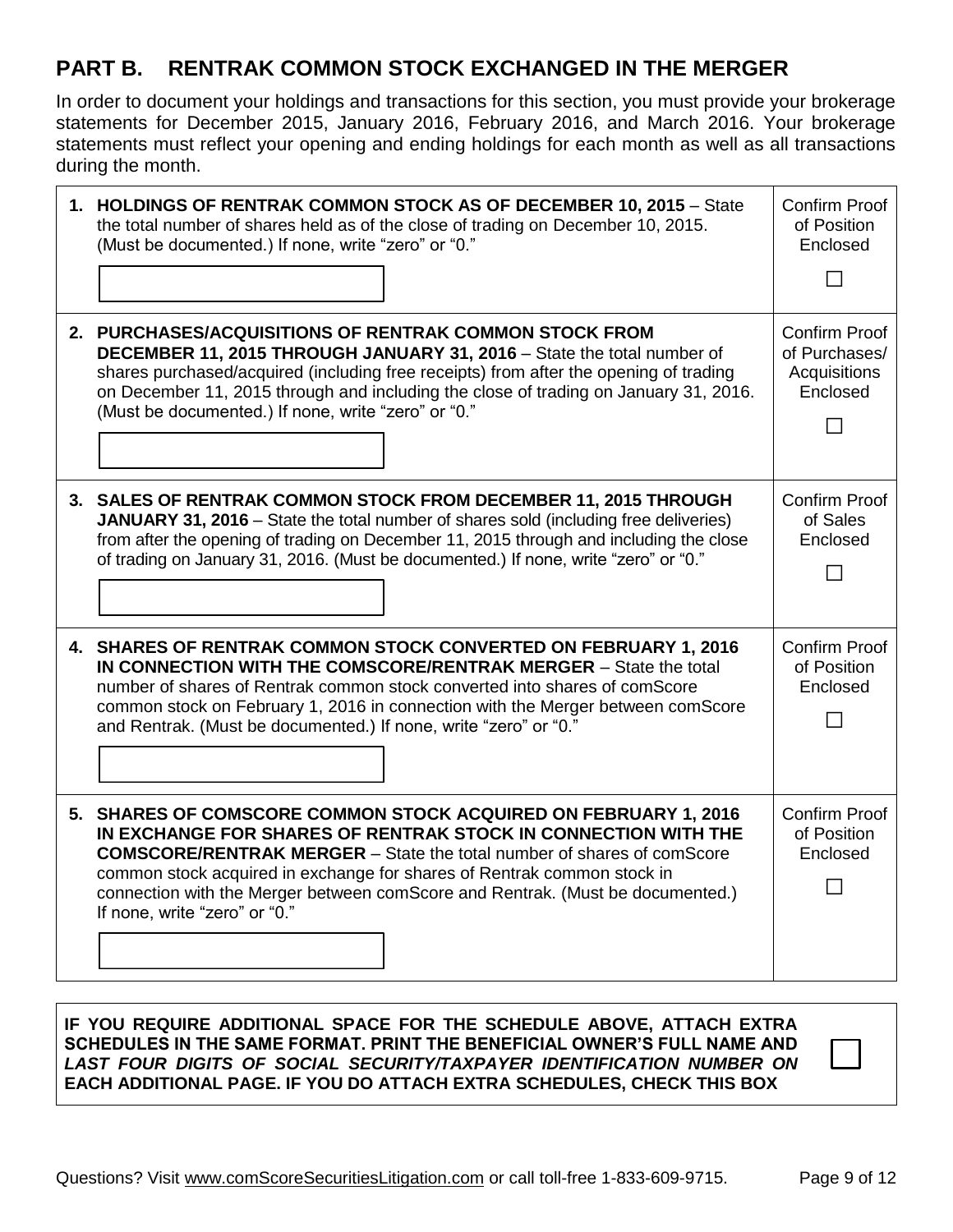## PART B. RENTRAK COMMON STOCK EXCHANGED IN THE MERGER

In order to document your holdings and transactions for this section, you must provide your brokerage statements for December 2015, January 2016, February 2016, and March 2016. Your brokerage statements must reflect your opening and ending holdings for each month as well as all transactions during the month.

| | |
|---|---|
| **1. HOLDINGS OF RENTRAK COMMON STOCK AS OF DECEMBER 10, 2015** – State the total number of shares held as of the close of trading on December 10, 2015. (Must be documented.) If none, write "zero" or "0." <br><br> ______________ | Confirm Proof of Position Enclosed <br> ☐ |
| **2. PURCHASES/ACQUISITIONS OF RENTRAK COMMON STOCK FROM DECEMBER 11, 2015 THROUGH JANUARY 31, 2016** – State the total number of shares purchased/acquired (including free receipts) from after the opening of trading on December 11, 2015 through and including the close of trading on January 31, 2016. (Must be documented.) If none, write "zero" or "0." <br><br> ______________ | Confirm Proof of Purchases/ Acquisitions Enclosed <br> ☐ |
| **3. SALES OF RENTRAK COMMON STOCK FROM DECEMBER 11, 2015 THROUGH JANUARY 31, 2016** – State the total number of shares sold (including free deliveries) from after the opening of trading on December 11, 2015 through and including the close of trading on January 31, 2016. (Must be documented.) If none, write "zero" or "0." <br><br> ______________ | Confirm Proof of Sales Enclosed <br> ☐ |
| **4. SHARES OF RENTRAK COMMON STOCK CONVERTED ON FEBRUARY 1, 2016 IN CONNECTION WITH THE COMSCORE/RENTRAK MERGER** – State the total number of shares of Rentrak common stock converted into shares of comScore common stock on February 1, 2016 in connection with the Merger between comScore and Rentrak. (Must be documented.) If none, write "zero" or "0." <br><br> ______________ | Confirm Proof of Position Enclosed <br> ☐ |
| **5. SHARES OF COMSCORE COMMON STOCK ACQUIRED ON FEBRUARY 1, 2016 IN EXCHANGE FOR SHARES OF RENTRAK STOCK IN CONNECTION WITH THE COMSCORE/RENTRAK MERGER** – State the total number of shares of comScore common stock acquired in exchange for shares of Rentrak common stock in connection with the Merger between comScore and Rentrak. (Must be documented.) If none, write "zero" or "0." <br><br> ______________ | Confirm Proof of Position Enclosed <br> ☐ |

**IF YOU REQUIRE ADDITIONAL SPACE FOR THE SCHEDULE ABOVE, ATTACH EXTRA SCHEDULES IN THE SAME FORMAT. PRINT THE BENEFICIAL OWNER'S FULL NAME AND *LAST FOUR DIGITS OF SOCIAL SECURITY/TAXPAYER IDENTIFICATION NUMBER* ON EACH ADDITIONAL PAGE. IF YOU DO ATTACH EXTRA SCHEDULES, CHECK THIS BOX** ☐

Questions? Visit www.comScoreSecuritiesLitigation.com or call toll-free 1-833-609-9715.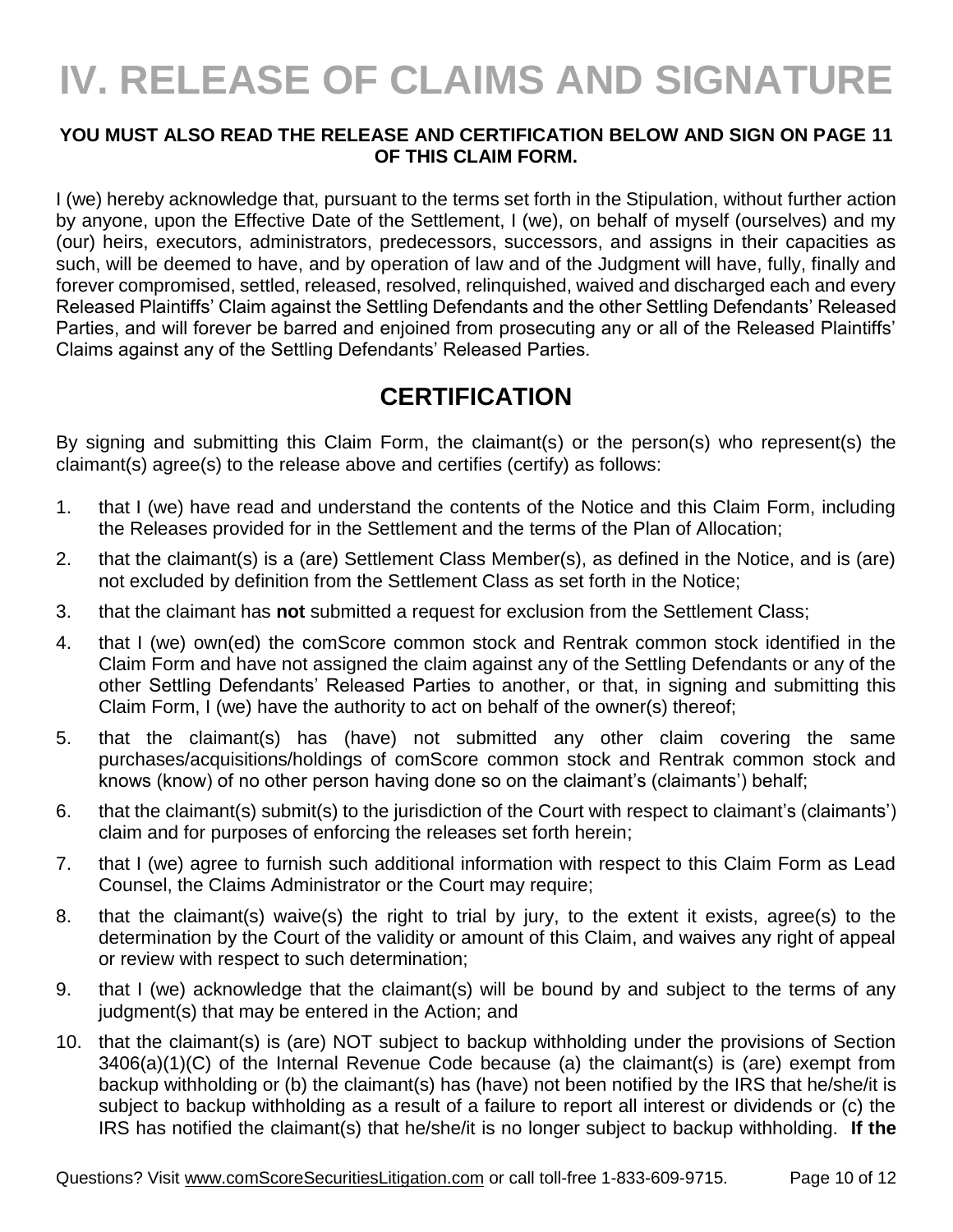# IV. RELEASE OF CLAIMS AND SIGNATURE

**YOU MUST ALSO READ THE RELEASE AND CERTIFICATION BELOW AND SIGN ON PAGE 11 OF THIS CLAIM FORM.**

I (we) hereby acknowledge that, pursuant to the terms set forth in the Stipulation, without further action by anyone, upon the Effective Date of the Settlement, I (we), on behalf of myself (ourselves) and my (our) heirs, executors, administrators, predecessors, successors, and assigns in their capacities as such, will be deemed to have, and by operation of law and of the Judgment will have, fully, finally and forever compromised, settled, released, resolved, relinquished, waived and discharged each and every Released Plaintiffs' Claim against the Settling Defendants and the other Settling Defendants' Released Parties, and will forever be barred and enjoined from prosecuting any or all of the Released Plaintiffs' Claims against any of the Settling Defendants' Released Parties.

## CERTIFICATION

By signing and submitting this Claim Form, the claimant(s) or the person(s) who represent(s) the claimant(s) agree(s) to the release above and certifies (certify) as follows:

1. that I (we) have read and understand the contents of the Notice and this Claim Form, including the Releases provided for in the Settlement and the terms of the Plan of Allocation;
2. that the claimant(s) is a (are) Settlement Class Member(s), as defined in the Notice, and is (are) not excluded by definition from the Settlement Class as set forth in the Notice;
3. that the claimant has **not** submitted a request for exclusion from the Settlement Class;
4. that I (we) own(ed) the comScore common stock and Rentrak common stock identified in the Claim Form and have not assigned the claim against any of the Settling Defendants or any of the other Settling Defendants' Released Parties to another, or that, in signing and submitting this Claim Form, I (we) have the authority to act on behalf of the owner(s) thereof;
5. that the claimant(s) has (have) not submitted any other claim covering the same purchases/acquisitions/holdings of comScore common stock and Rentrak common stock and knows (know) of no other person having done so on the claimant's (claimants') behalf;
6. that the claimant(s) submit(s) to the jurisdiction of the Court with respect to claimant's (claimants') claim and for purposes of enforcing the releases set forth herein;
7. that I (we) agree to furnish such additional information with respect to this Claim Form as Lead Counsel, the Claims Administrator or the Court may require;
8. that the claimant(s) waive(s) the right to trial by jury, to the extent it exists, agree(s) to the determination by the Court of the validity or amount of this Claim, and waives any right of appeal or review with respect to such determination;
9. that I (we) acknowledge that the claimant(s) will be bound by and subject to the terms of any judgment(s) that may be entered in the Action; and
10. that the claimant(s) is (are) NOT subject to backup withholding under the provisions of Section 3406(a)(1)(C) of the Internal Revenue Code because (a) the claimant(s) is (are) exempt from backup withholding or (b) the claimant(s) has (have) not been notified by the IRS that he/she/it is subject to backup withholding as a result of a failure to report all interest or dividends or (c) the IRS has notified the claimant(s) that he/she/it is no longer subject to backup withholding. **If the**

Questions? Visit www.comScoreSecuritiesLitigation.com or call toll-free 1-833-609-9715.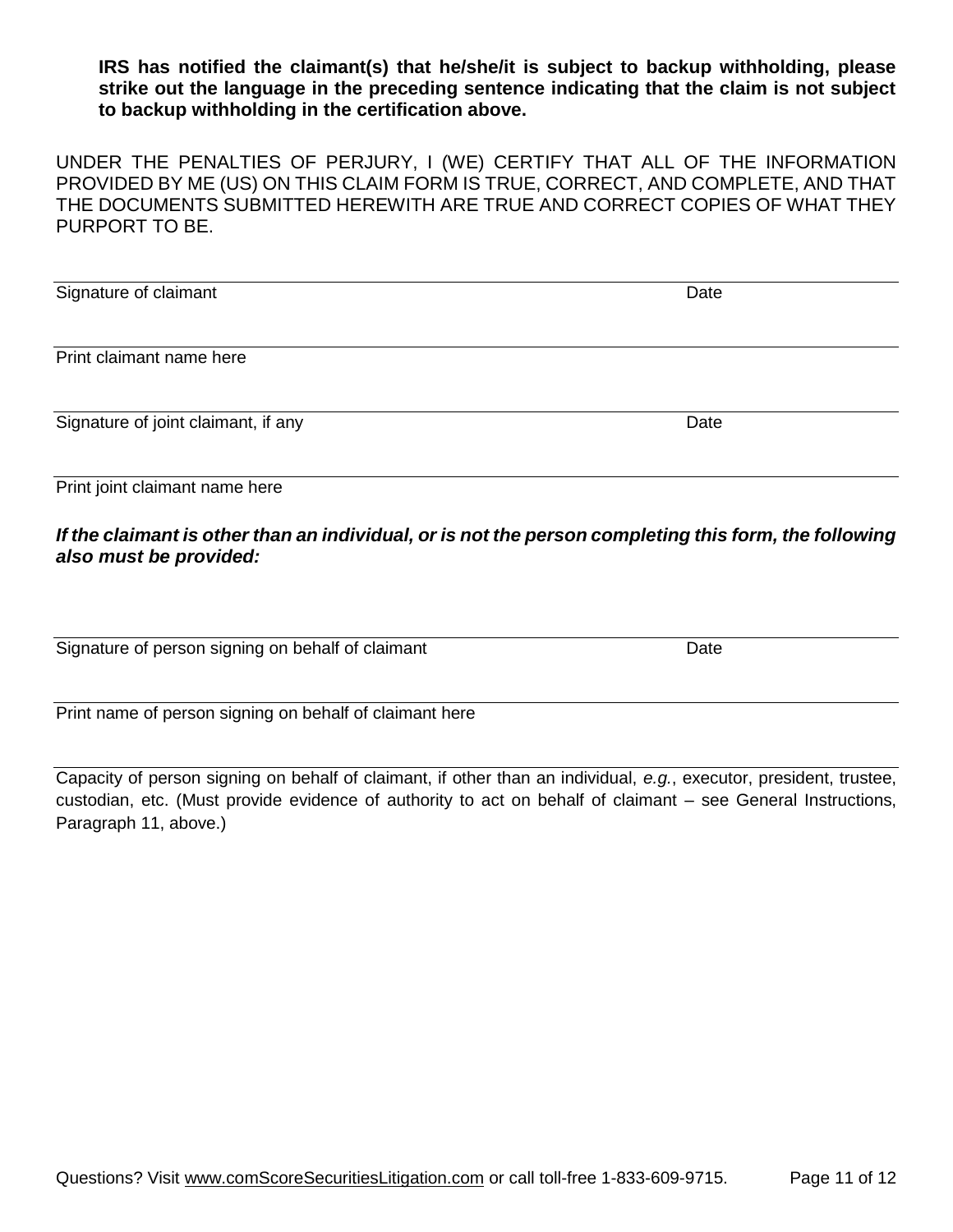**IRS has notified the claimant(s) that he/she/it is subject to backup withholding, please strike out the language in the preceding sentence indicating that the claim is not subject to backup withholding in the certification above.**

UNDER THE PENALTIES OF PERJURY, I (WE) CERTIFY THAT ALL OF THE INFORMATION PROVIDED BY ME (US) ON THIS CLAIM FORM IS TRUE, CORRECT, AND COMPLETE, AND THAT THE DOCUMENTS SUBMITTED HEREWITH ARE TRUE AND CORRECT COPIES OF WHAT THEY PURPORT TO BE.

______________________________________________________________________

Signature of claimant Date

______________________________________________________________________

Print claimant name here

______________________________________________________________________

Signature of joint claimant, if any Date

______________________________________________________________________

Print joint claimant name here

***If the claimant is other than an individual, or is not the person completing this form, the following also must be provided:***

______________________________________________________________________

Signature of person signing on behalf of claimant Date

______________________________________________________________________

Print name of person signing on behalf of claimant here

______________________________________________________________________

Capacity of person signing on behalf of claimant, if other than an individual, *e.g.*, executor, president, trustee, custodian, etc. (Must provide evidence of authority to act on behalf of claimant – see General Instructions, Paragraph 11, above.)

Questions? Visit www.comScoreSecuritiesLitigation.com or call toll-free 1-833-609-9715.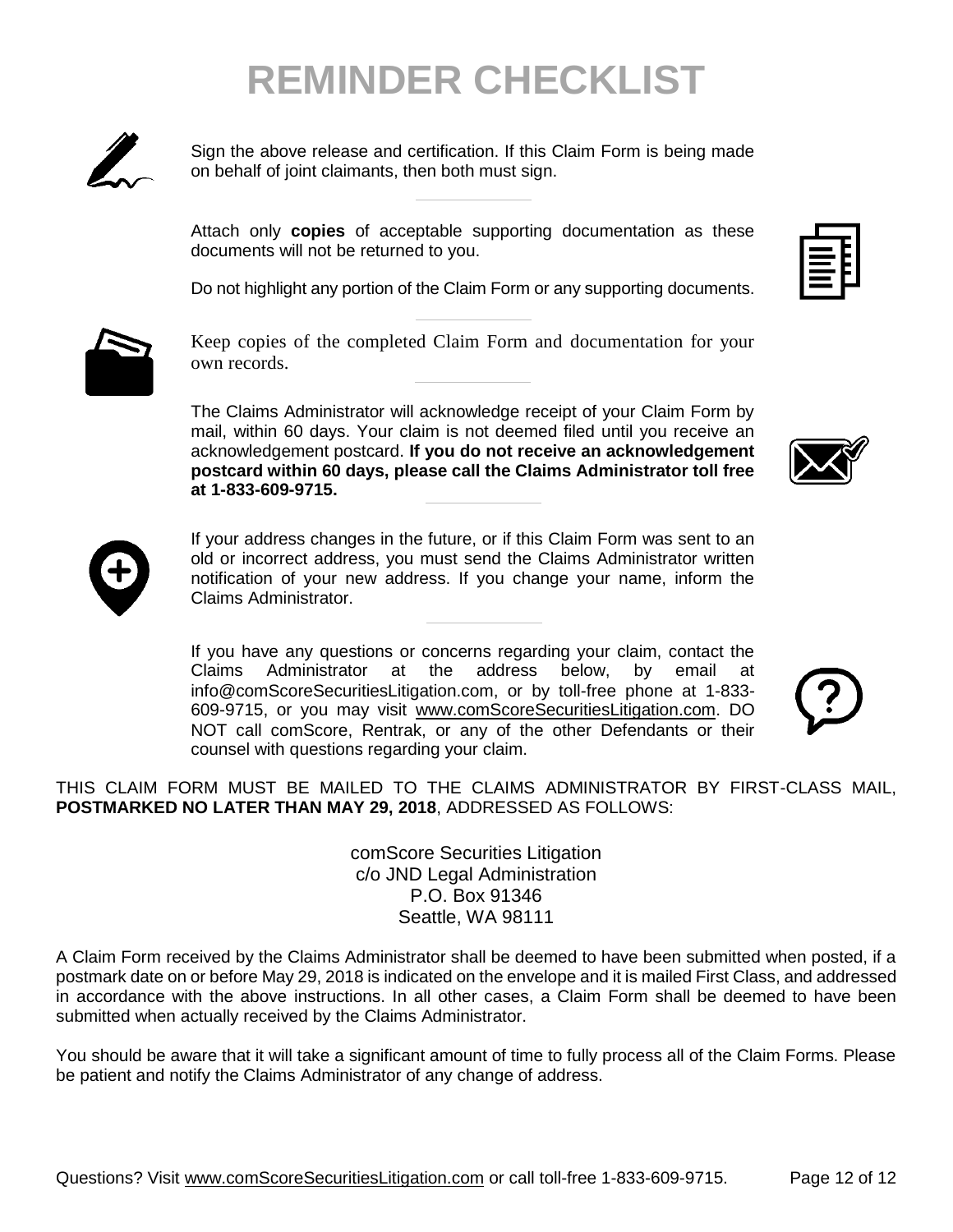# REMINDER CHECKLIST

Sign the above release and certification. If this Claim Form is being made on behalf of joint claimants, then both must sign.

Attach only **copies** of acceptable supporting documentation as these documents will not be returned to you.

Do not highlight any portion of the Claim Form or any supporting documents.

Keep copies of the completed Claim Form and documentation for your own records.

The Claims Administrator will acknowledge receipt of your Claim Form by mail, within 60 days. Your claim is not deemed filed until you receive an acknowledgement postcard. **If you do not receive an acknowledgement postcard within 60 days, please call the Claims Administrator toll free at 1-833-609-9715.**

If your address changes in the future, or if this Claim Form was sent to an old or incorrect address, you must send the Claims Administrator written notification of your new address. If you change your name, inform the Claims Administrator.

If you have any questions or concerns regarding your claim, contact the Claims Administrator at the address below, by email at info@comScoreSecuritiesLitigation.com, or by toll-free phone at 1-833-609-9715, or you may visit www.comScoreSecuritiesLitigation.com. DO NOT call comScore, Rentrak, or any of the other Defendants or their counsel with questions regarding your claim.

THIS CLAIM FORM MUST BE MAILED TO THE CLAIMS ADMINISTRATOR BY FIRST-CLASS MAIL, **POSTMARKED NO LATER THAN MAY 29, 2018**, ADDRESSED AS FOLLOWS:

comScore Securities Litigation
c/o JND Legal Administration
P.O. Box 91346
Seattle, WA 98111

A Claim Form received by the Claims Administrator shall be deemed to have been submitted when posted, if a postmark date on or before May 29, 2018 is indicated on the envelope and it is mailed First Class, and addressed in accordance with the above instructions. In all other cases, a Claim Form shall be deemed to have been submitted when actually received by the Claims Administrator.

You should be aware that it will take a significant amount of time to fully process all of the Claim Forms. Please be patient and notify the Claims Administrator of any change of address.